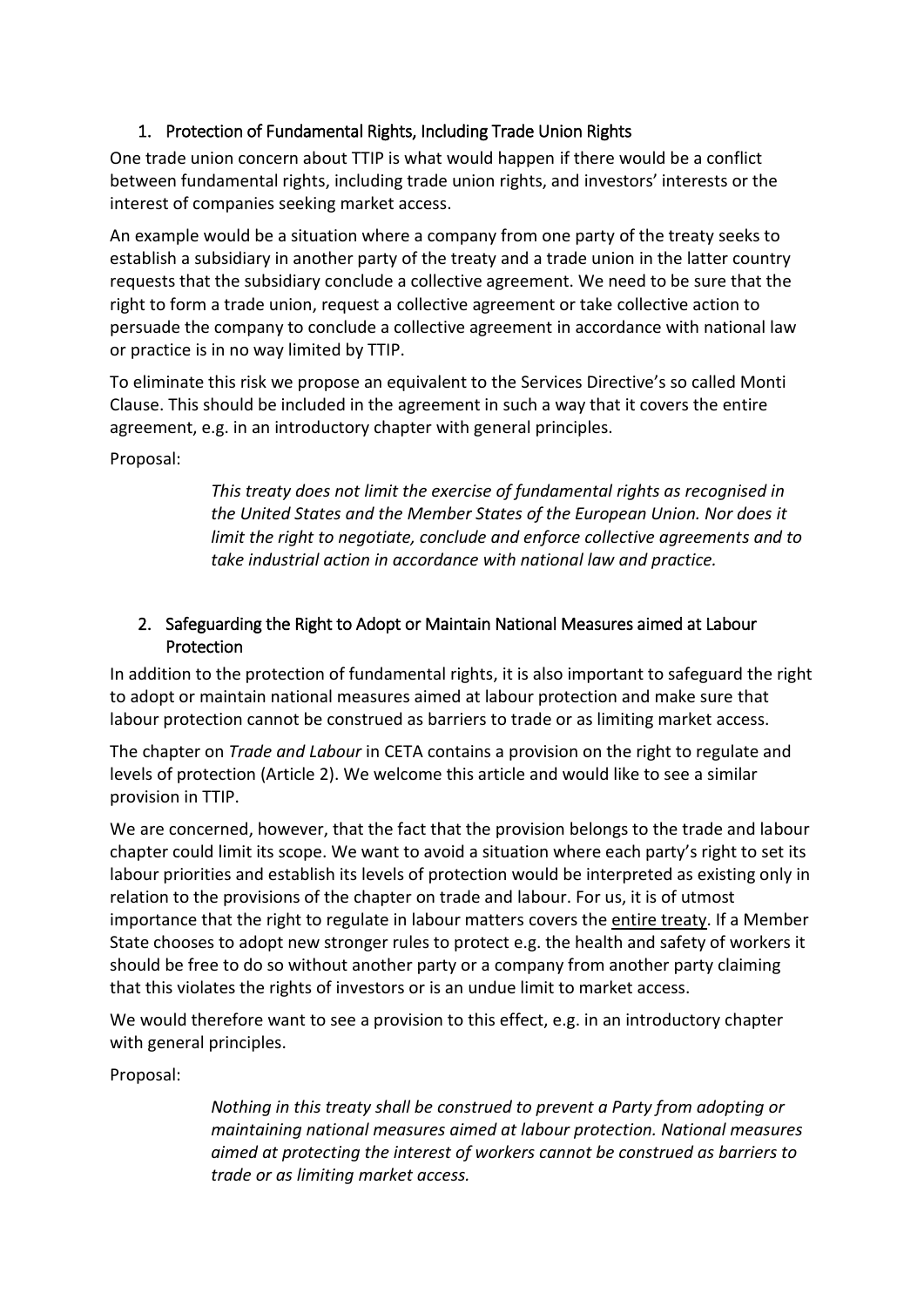## 1. Protection of Fundamental Rights, Including Trade Union Rights

One trade union concern about TTIP is what would happen if there would be a conflict between fundamental rights, including trade union rights, and investors' interests or the interest of companies seeking market access.

An example would be a situation where a company from one party of the treaty seeks to establish a subsidiary in another party of the treaty and a trade union in the latter country requests that the subsidiary conclude a collective agreement. We need to be sure that the right to form a trade union, request a collective agreement or take collective action to persuade the company to conclude a collective agreement in accordance with national law or practice is in no way limited by TTIP.

To eliminate this risk we propose an equivalent to the Services Directive's so called Monti Clause. This should be included in the agreement in such a way that it covers the entire agreement, e.g. in an introductory chapter with general principles.

Proposal:

> *This treaty does not limit the exercise of fundamental rights as recognised in the United States and the Member States of the European Union. Nor does it limit the right to negotiate, conclude and enforce collective agreements and to take industrial action in accordance with national law and practice.*

## 2. Safeguarding the Right to Adopt or Maintain National Measures aimed at Labour Protection

In addition to the protection of fundamental rights, it is also important to safeguard the right to adopt or maintain national measures aimed at labour protection and make sure that labour protection cannot be construed as barriers to trade or as limiting market access.

The chapter on *Trade and Labour* in CETA contains a provision on the right to regulate and levels of protection (Article 2). We welcome this article and would like to see a similar provision in TTIP.

We are concerned, however, that the fact that the provision belongs to the trade and labour chapter could limit its scope. We want to avoid a situation where each party's right to set its labour priorities and establish its levels of protection would be interpreted as existing only in relation to the provisions of the chapter on trade and labour. For us, it is of utmost importance that the right to regulate in labour matters covers the <u>entire treaty</u>. If a Member State chooses to adopt new stronger rules to protect e.g. the health and safety of workers it should be free to do so without another party or a company from another party claiming that this violates the rights of investors or is an undue limit to market access.

We would therefore want to see a provision to this effect, e.g. in an introductory chapter with general principles.

Proposal:

> *Nothing in this treaty shall be construed to prevent a Party from adopting or maintaining national measures aimed at labour protection. National measures aimed at protecting the interest of workers cannot be construed as barriers to trade or as limiting market access.*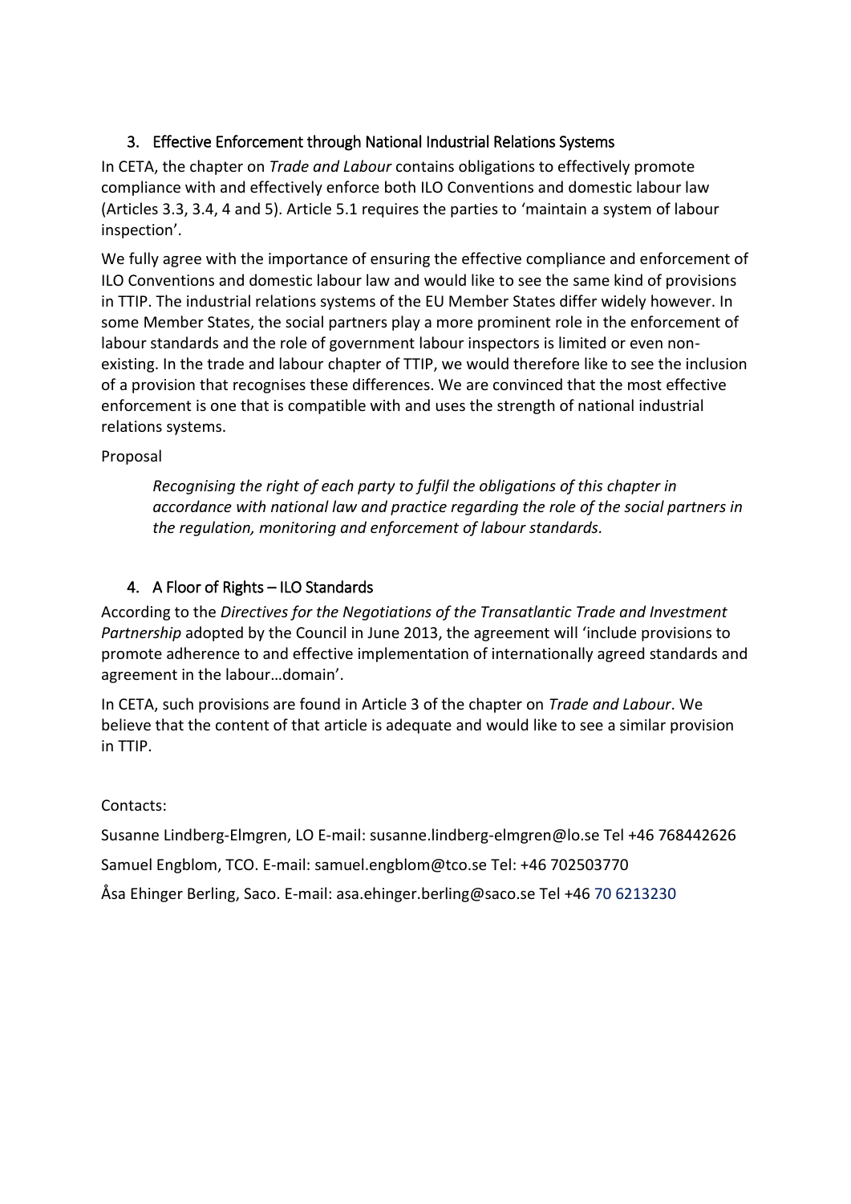## 3. Effective Enforcement through National Industrial Relations Systems

In CETA, the chapter on *Trade and Labour* contains obligations to effectively promote compliance with and effectively enforce both ILO Conventions and domestic labour law (Articles 3.3, 3.4, 4 and 5). Article 5.1 requires the parties to 'maintain a system of labour inspection'.

We fully agree with the importance of ensuring the effective compliance and enforcement of ILO Conventions and domestic labour law and would like to see the same kind of provisions in TTIP. The industrial relations systems of the EU Member States differ widely however. In some Member States, the social partners play a more prominent role in the enforcement of labour standards and the role of government labour inspectors is limited or even non-existing. In the trade and labour chapter of TTIP, we would therefore like to see the inclusion of a provision that recognises these differences. We are convinced that the most effective enforcement is one that is compatible with and uses the strength of national industrial relations systems.

Proposal

> *Recognising the right of each party to fulfil the obligations of this chapter in accordance with national law and practice regarding the role of the social partners in the regulation, monitoring and enforcement of labour standards.*

## 4. A Floor of Rights – ILO Standards

According to the *Directives for the Negotiations of the Transatlantic Trade and Investment Partnership* adopted by the Council in June 2013, the agreement will 'include provisions to promote adherence to and effective implementation of internationally agreed standards and agreement in the labour…domain'.

In CETA, such provisions are found in Article 3 of the chapter on *Trade and Labour*. We believe that the content of that article is adequate and would like to see a similar provision in TTIP.

Contacts:

Susanne Lindberg-Elmgren, LO E-mail: susanne.lindberg-elmgren@lo.se Tel +46 768442626

Samuel Engblom, TCO. E-mail: samuel.engblom@tco.se Tel: +46 702503770

Åsa Ehinger Berling, Saco. E-mail: asa.ehinger.berling@saco.se Tel +46 70 6213230